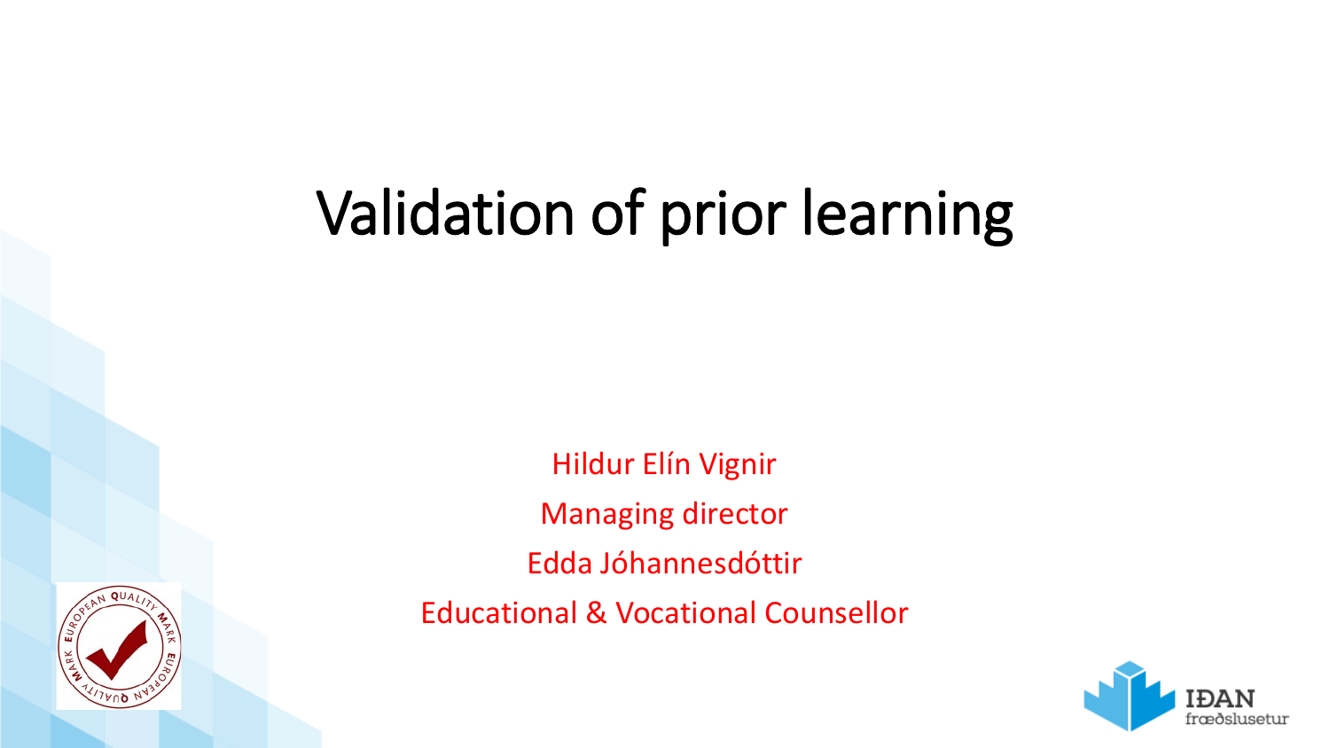# Validation of prior learning

Hildur Elín Vignir

Managing director

Edda Jóhannesdóttir

Educational & Vocational Counsellor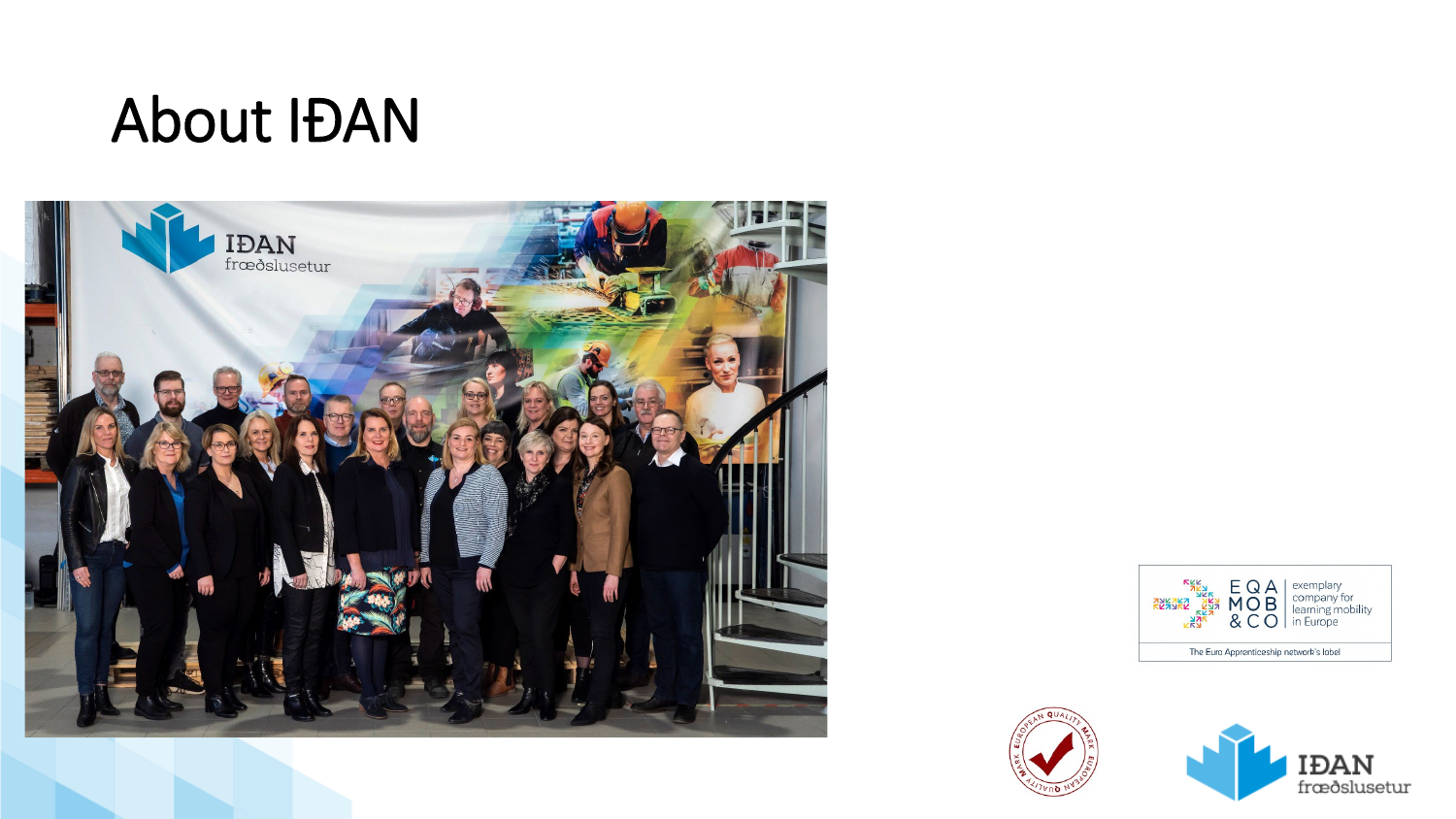# About IÐAN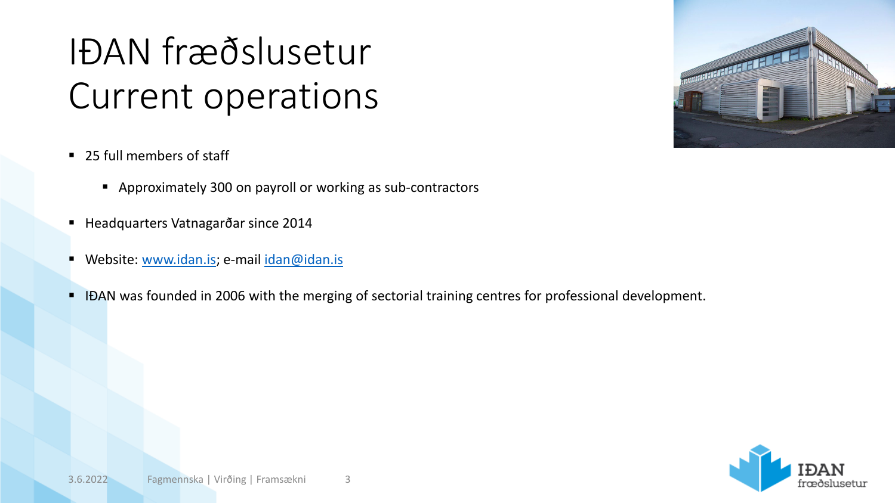# IÐAN fræðslusetur
# Current operations

- 25 full members of staff
  - Approximately 300 on payroll or working as sub-contractors
- Headquarters Vatnagarðar since 2014
- Website: [www.idan.is](http://www.idan.is); e-mail [idan@idan.is](mailto:idan@idan.is)
- IÐAN was founded in 2006 with the merging of sectorial training centres for professional development.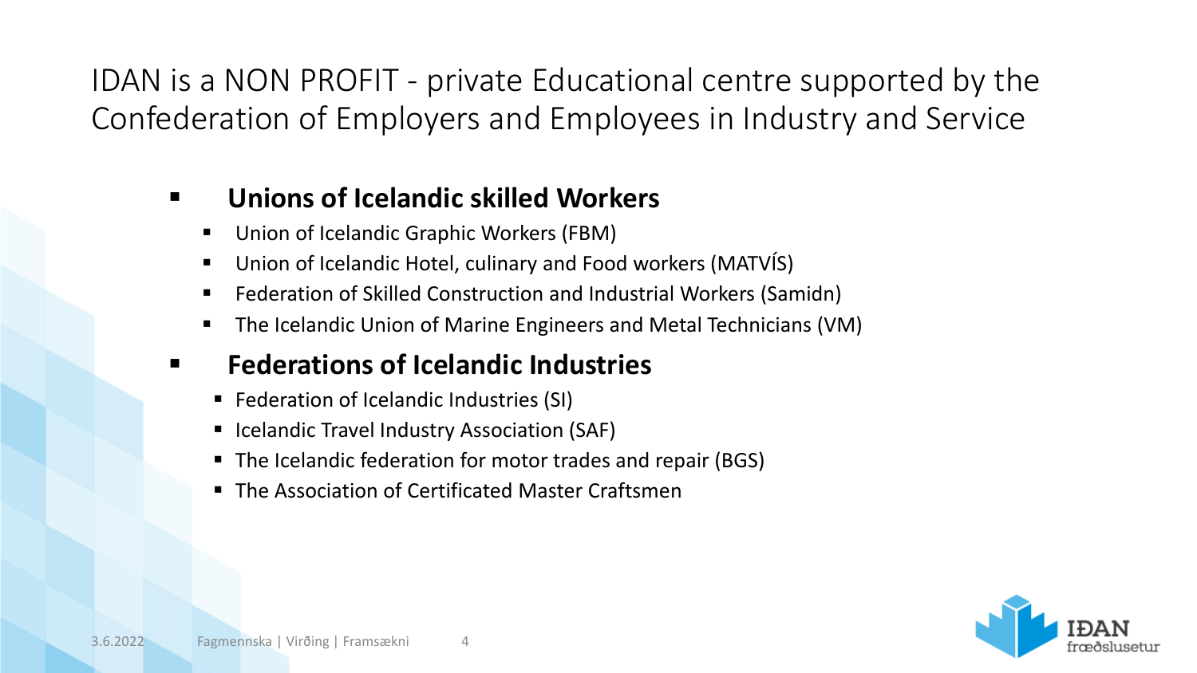# IDAN is a NON PROFIT - private Educational centre supported by the Confederation of Employers and Employees in Industry and Service

- **Unions of Icelandic skilled Workers**
  - Union of Icelandic Graphic Workers (FBM)
  - Union of Icelandic Hotel, culinary and Food workers (MATVÍS)
  - Federation of Skilled Construction and Industrial Workers (Samidn)
  - The Icelandic Union of Marine Engineers and Metal Technicians (VM)
- **Federations of Icelandic Industries**
  - Federation of Icelandic Industries (SI)
  - Icelandic Travel Industry Association (SAF)
  - The Icelandic federation for motor trades and repair (BGS)
  - The Association of Certificated Master Craftsmen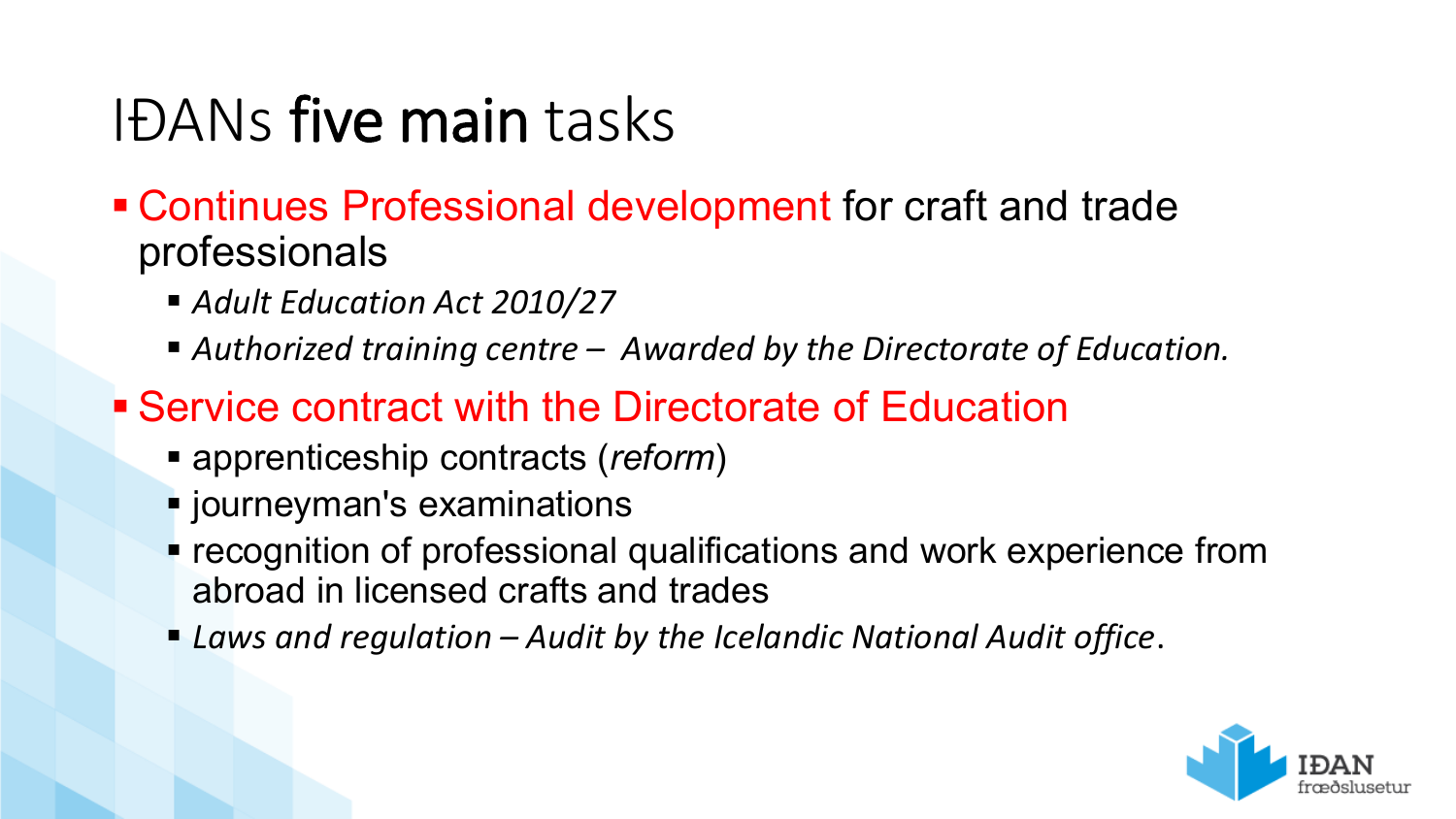# IÐANs **five main** tasks

- Continues Professional development for craft and trade professionals
  - *Adult Education Act 2010/27*
  - *Authorized training centre – Awarded by the Directorate of Education.*
- Service contract with the Directorate of Education
  - apprenticeship contracts (*reform*)
  - journeyman's examinations
  - recognition of professional qualifications and work experience from abroad in licensed crafts and trades
  - *Laws and regulation – Audit by the Icelandic National Audit office*.

IÐAN fræðslusetur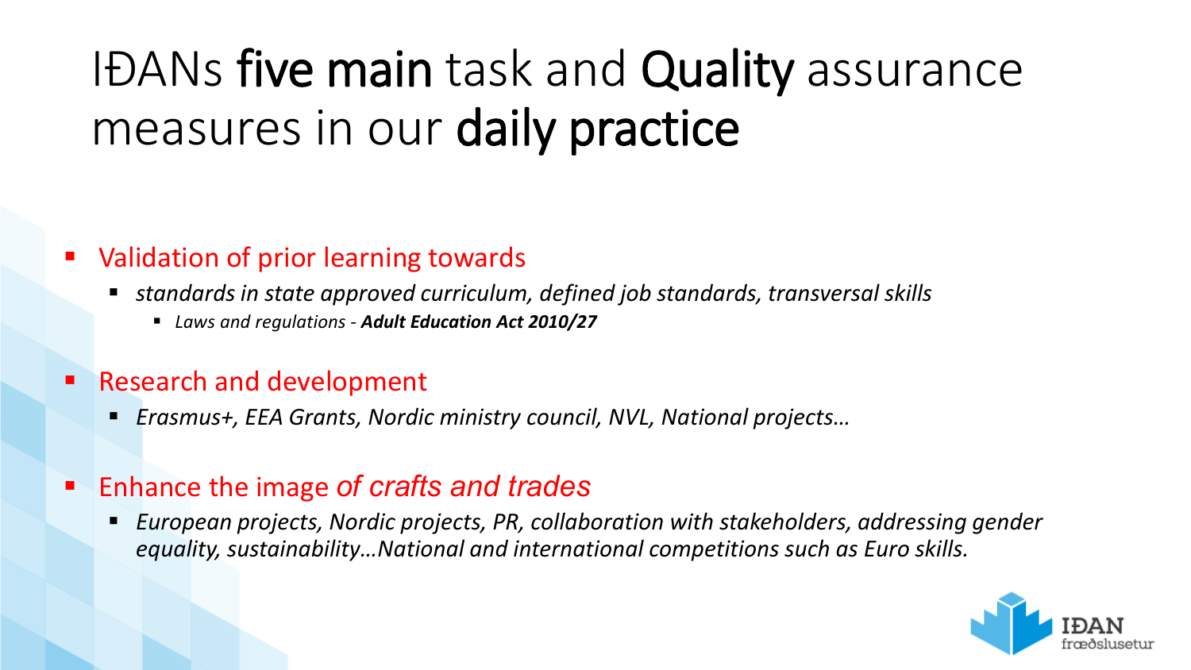# IÐANs **five main** task and **Quality** assurance measures in our **daily practice**

- Validation of prior learning towards
  - *standards in state approved curriculum, defined job standards, transversal skills*
    - *Laws and regulations - **Adult Education Act 2010/27***
- Research and development
  - *Erasmus+, EEA Grants, Nordic ministry council, NVL, National projects…*
- Enhance the image *of crafts and trades*
  - *European projects, Nordic projects, PR, collaboration with stakeholders, addressing gender equality, sustainability…National and international competitions such as Euro skills.*

IÐAN fræðslusetur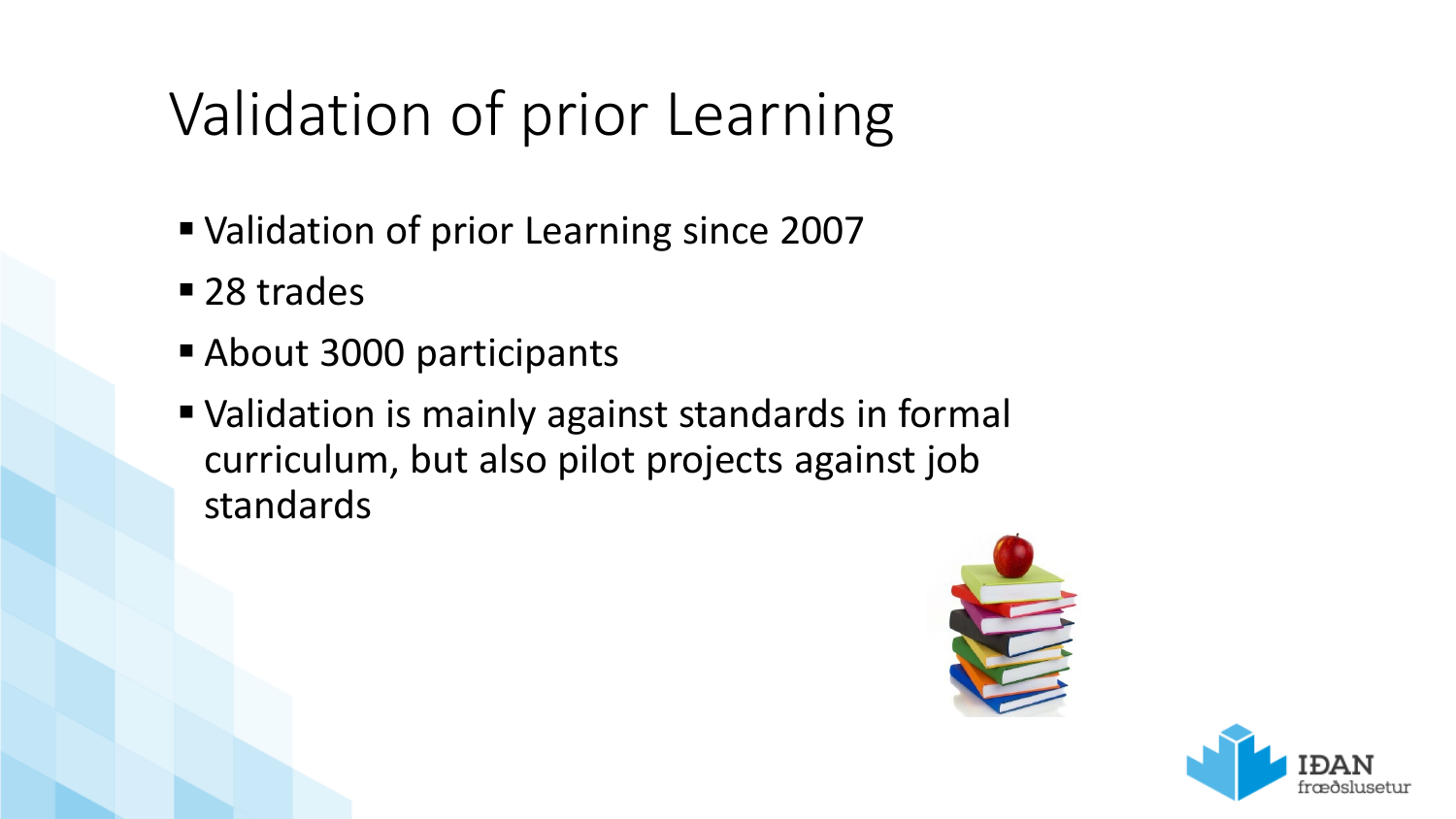# Validation of prior Learning

- Validation of prior Learning since 2007
- 28 trades
- About 3000 participants
- Validation is mainly against standards in formal curriculum, but also pilot projects against job standards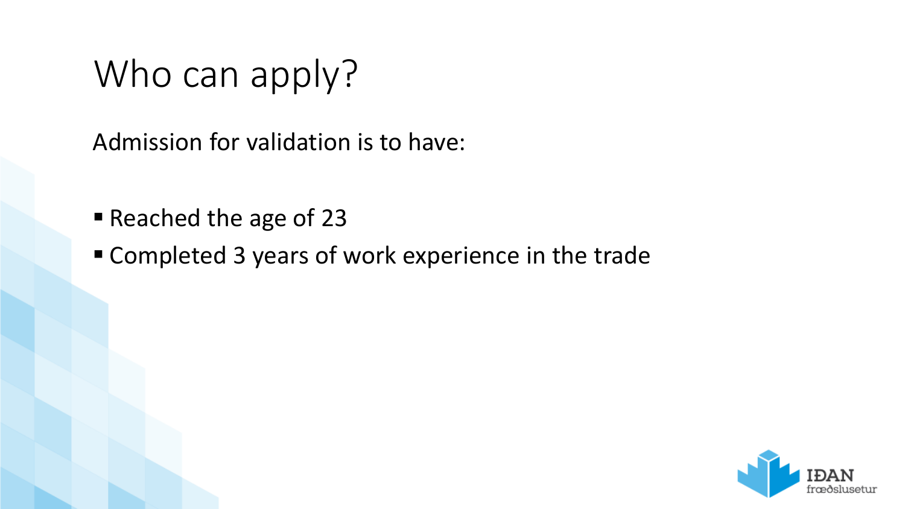# Who can apply?

Admission for validation is to have:

- Reached the age of 23
- Completed 3 years of work experience in the trade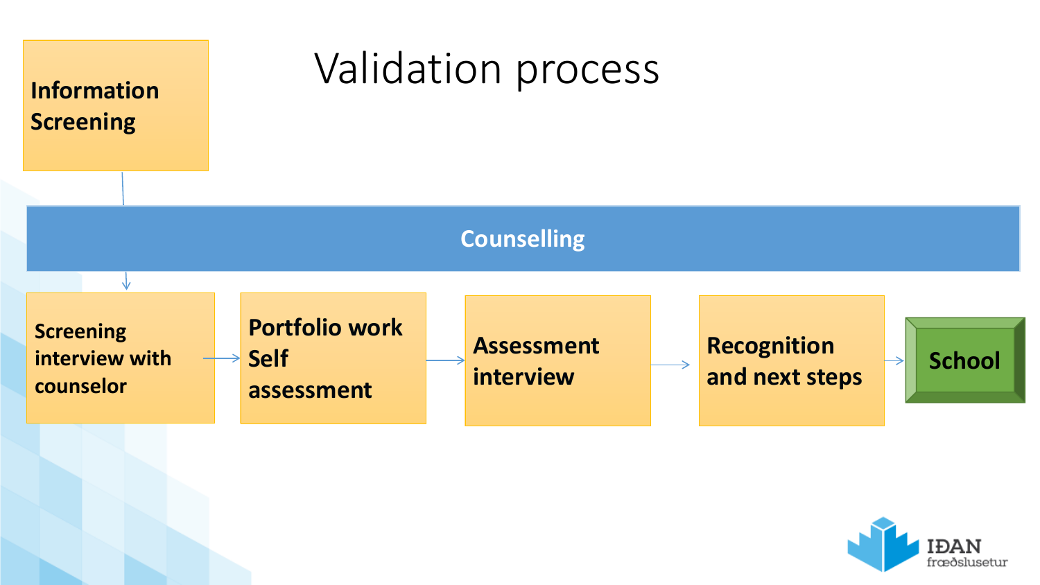# Validation process

Information Screening

Counselling

Screening interview with counselor → Portfolio work Self assessment → Assessment interview → Recognition and next steps → School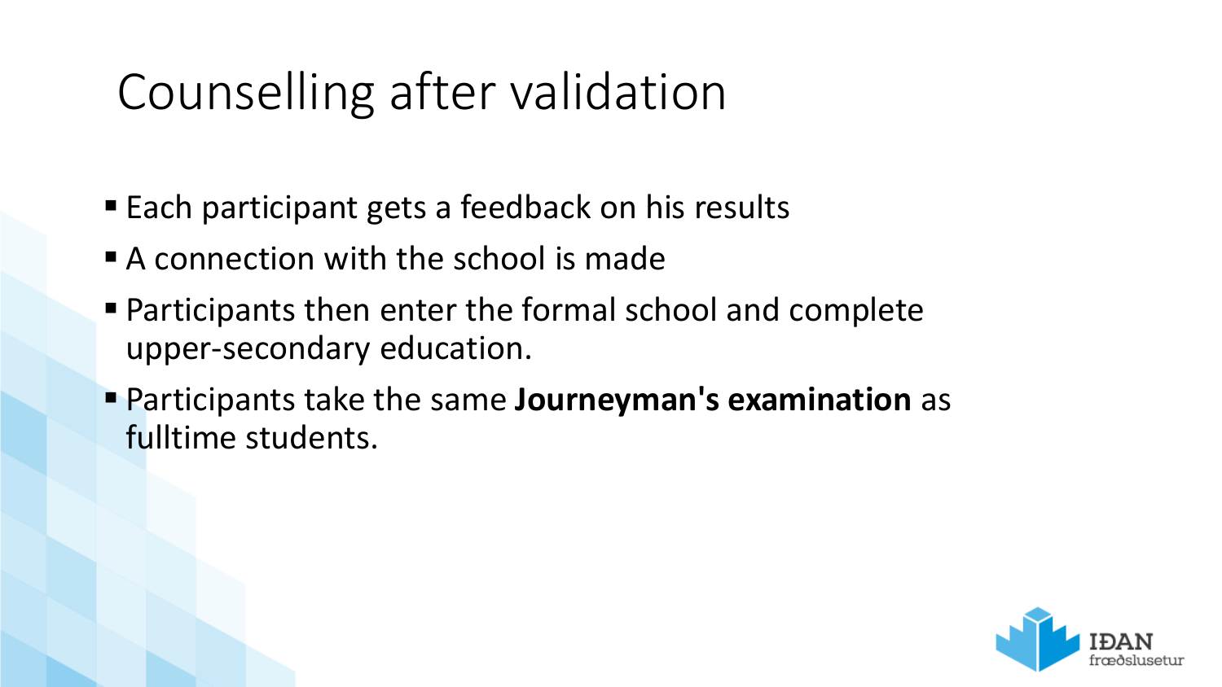# Counselling after validation

- Each participant gets a feedback on his results
- A connection with the school is made
- Participants then enter the formal school and complete upper-secondary education.
- Participants take the same **Journeyman's examination** as fulltime students.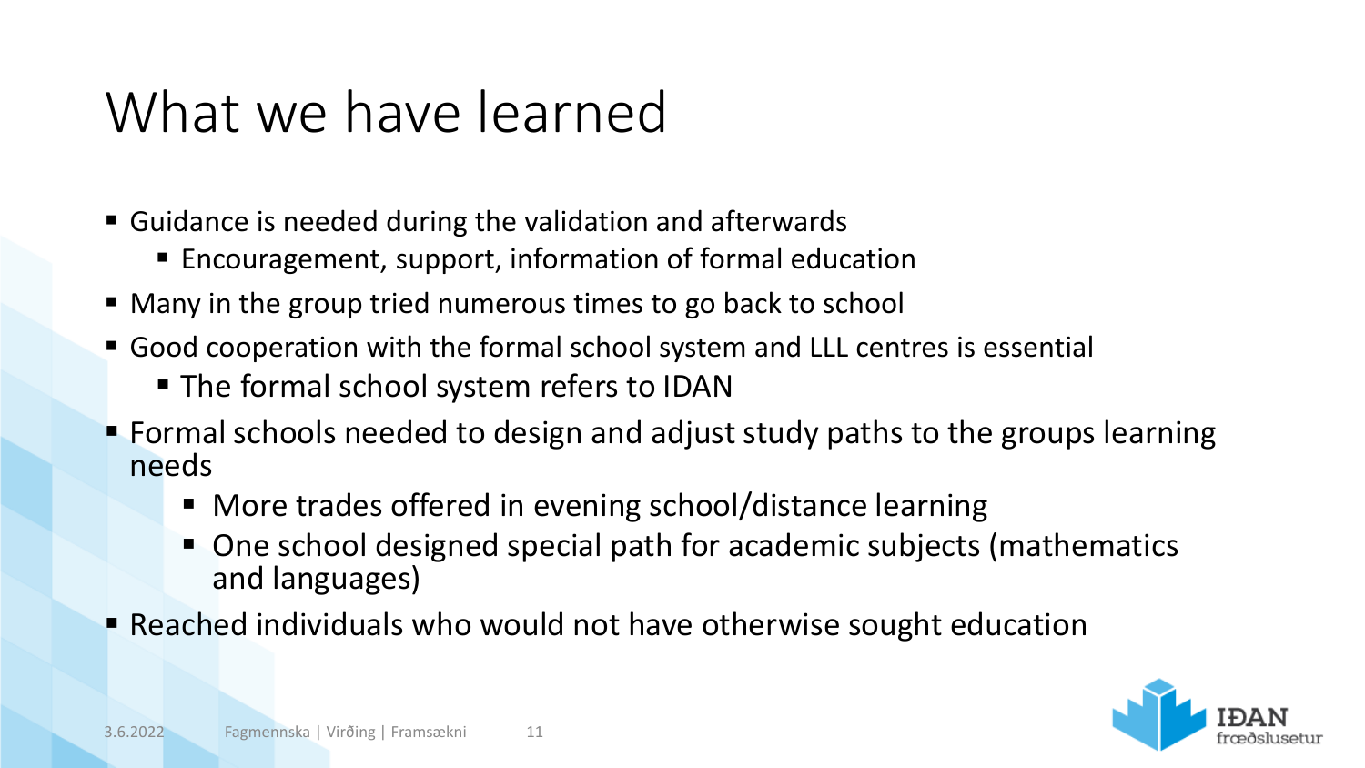# What we have learned

- Guidance is needed during the validation and afterwards
  - Encouragement, support, information of formal education
- Many in the group tried numerous times to go back to school
- Good cooperation with the formal school system and LLL centres is essential
  - The formal school system refers to IDAN
- Formal schools needed to design and adjust study paths to the groups learning needs
  - More trades offered in evening school/distance learning
  - One school designed special path for academic subjects (mathematics and languages)
- Reached individuals who would not have otherwise sought education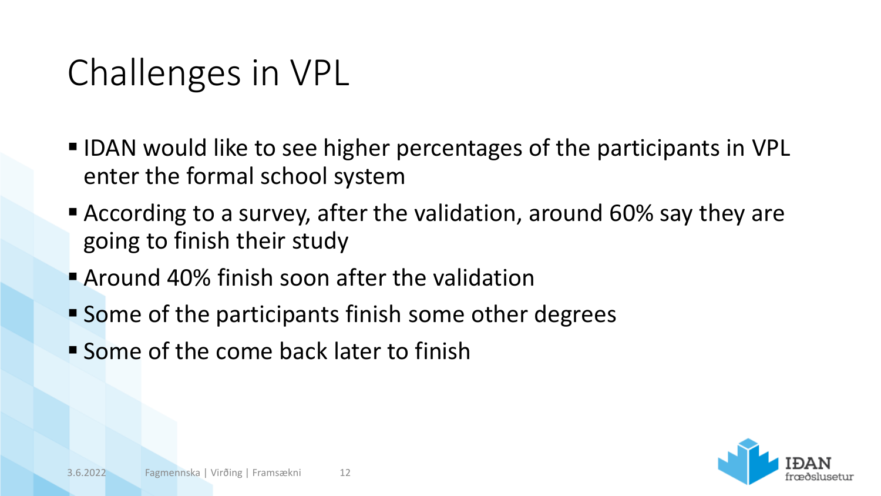# Challenges in VPL

- IDAN would like to see higher percentages of the participants in VPL enter the formal school system
- According to a survey, after the validation, around 60% say they are going to finish their study
- Around 40% finish soon after the validation
- Some of the participants finish some other degrees
- Some of the come back later to finish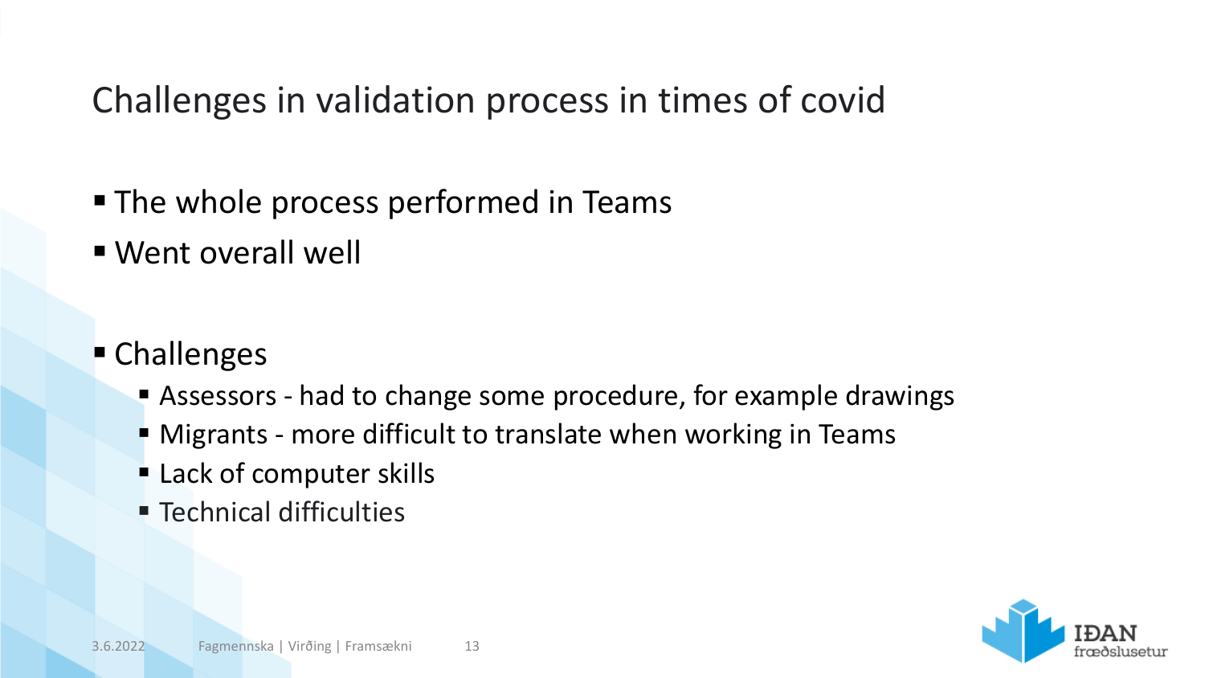# Challenges in validation process in times of covid

- The whole process performed in Teams
- Went overall well

- Challenges
  - Assessors - had to change some procedure, for example drawings
  - Migrants - more difficult to translate when working in Teams
  - Lack of computer skills
  - Technical difficulties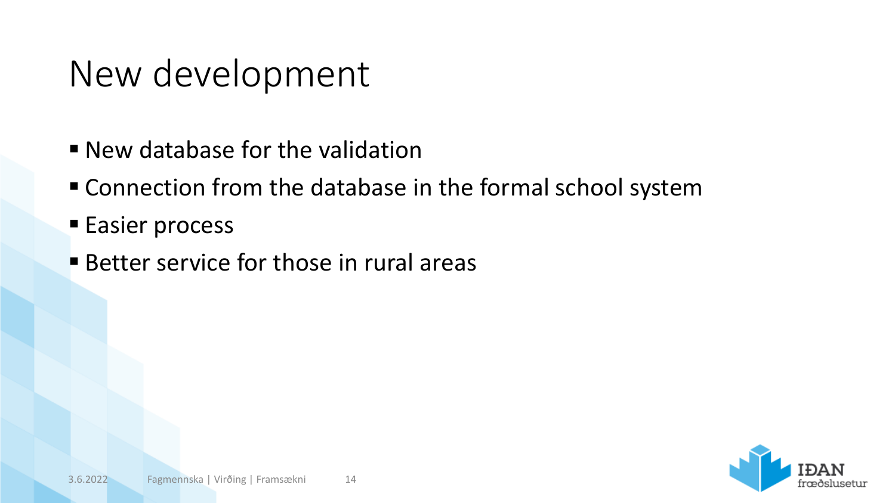# New development

- New database for the validation
- Connection from the database in the formal school system
- Easier process
- Better service for those in rural areas